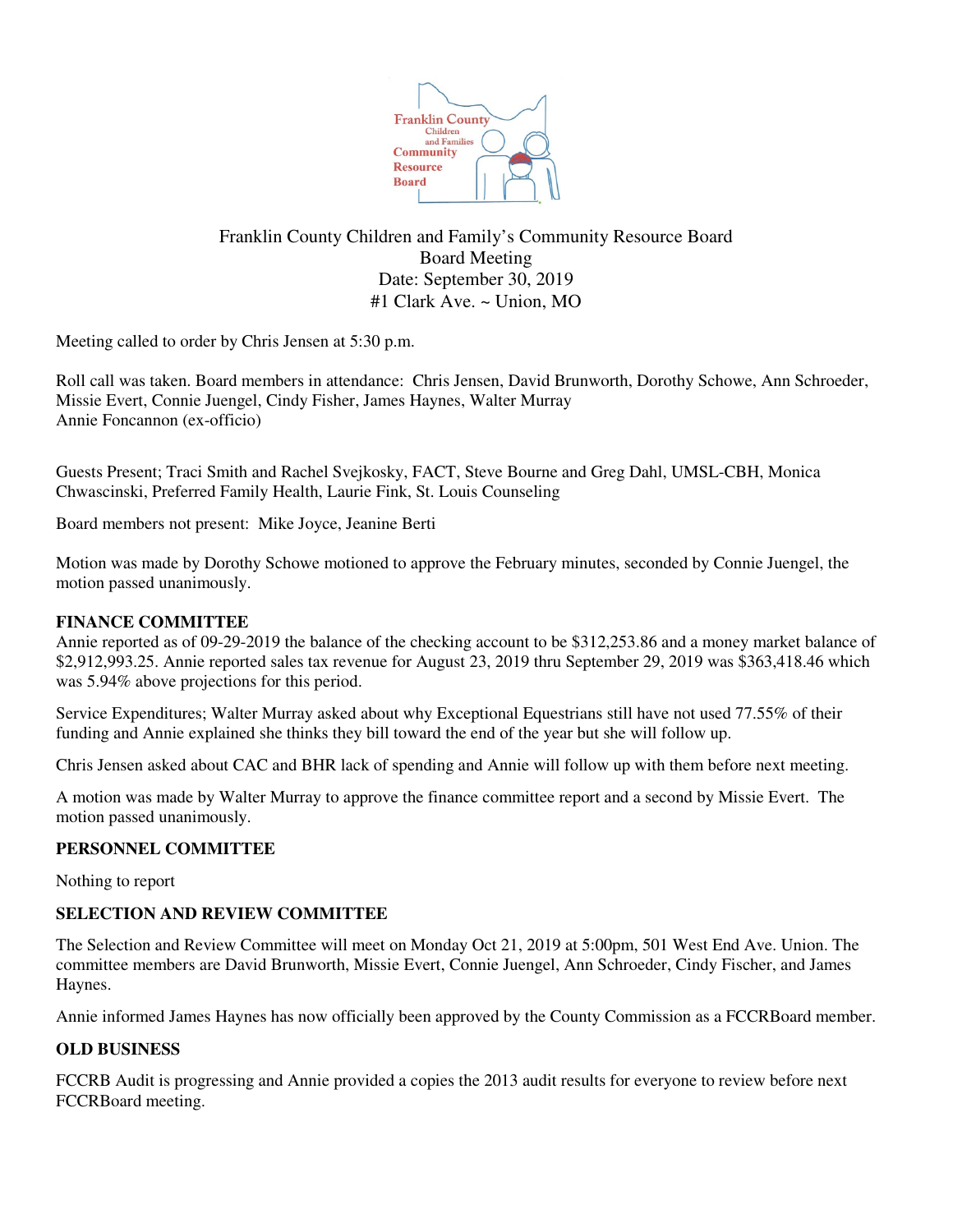Franklin County Children and Family's Community Resource Board
Board Meeting
Date: September 30, 2019
#1 Clark Ave. ~ Union, MO

Meeting called to order by Chris Jensen at 5:30 p.m.

Roll call was taken. Board members in attendance: Chris Jensen, David Brunworth, Dorothy Schowe, Ann Schroeder, Missie Evert, Connie Juengel, Cindy Fisher, James Haynes, Walter Murray
Annie Foncannon (ex-officio)

Guests Present; Traci Smith and Rachel Svejkosky, FACT, Steve Bourne and Greg Dahl, UMSL-CBH, Monica Chwascinski, Preferred Family Health, Laurie Fink, St. Louis Counseling

Board members not present: Mike Joyce, Jeanine Berti

Motion was made by Dorothy Schowe motioned to approve the February minutes, seconded by Connie Juengel, the motion passed unanimously.

**FINANCE COMMITTEE**

Annie reported as of 09-29-2019 the balance of the checking account to be $312,253.86 and a money market balance of $2,912,993.25. Annie reported sales tax revenue for August 23, 2019 thru September 29, 2019 was $363,418.46 which was 5.94% above projections for this period.

Service Expenditures; Walter Murray asked about why Exceptional Equestrians still have not used 77.55% of their funding and Annie explained she thinks they bill toward the end of the year but she will follow up.

Chris Jensen asked about CAC and BHR lack of spending and Annie will follow up with them before next meeting.

A motion was made by Walter Murray to approve the finance committee report and a second by Missie Evert. The motion passed unanimously.

**PERSONNEL COMMITTEE**

Nothing to report

**SELECTION AND REVIEW COMMITTEE**

The Selection and Review Committee will meet on Monday Oct 21, 2019 at 5:00pm, 501 West End Ave. Union. The committee members are David Brunworth, Missie Evert, Connie Juengel, Ann Schroeder, Cindy Fischer, and James Haynes.

Annie informed James Haynes has now officially been approved by the County Commission as a FCCRBoard member.

**OLD BUSINESS**

FCCRB Audit is progressing and Annie provided a copies the 2013 audit results for everyone to review before next FCCRBoard meeting.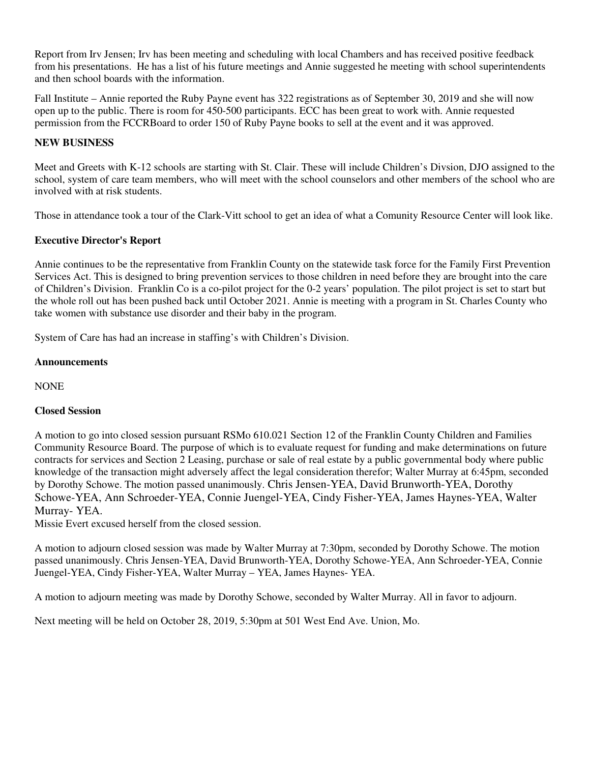Report from Irv Jensen; Irv has been meeting and scheduling with local Chambers and has received positive feedback from his presentations. He has a list of his future meetings and Annie suggested he meeting with school superintendents and then school boards with the information.

Fall Institute – Annie reported the Ruby Payne event has 322 registrations as of September 30, 2019 and she will now open up to the public. There is room for 450-500 participants. ECC has been great to work with. Annie requested permission from the FCCRBoard to order 150 of Ruby Payne books to sell at the event and it was approved.

**NEW BUSINESS**

Meet and Greets with K-12 schools are starting with St. Clair. These will include Children's Divsion, DJO assigned to the school, system of care team members, who will meet with the school counselors and other members of the school who are involved with at risk students.

Those in attendance took a tour of the Clark-Vitt school to get an idea of what a Comunity Resource Center will look like.

**Executive Director's Report**

Annie continues to be the representative from Franklin County on the statewide task force for the Family First Prevention Services Act. This is designed to bring prevention services to those children in need before they are brought into the care of Children's Division. Franklin Co is a co-pilot project for the 0-2 years' population. The pilot project is set to start but the whole roll out has been pushed back until October 2021. Annie is meeting with a program in St. Charles County who take women with substance use disorder and their baby in the program.

System of Care has had an increase in staffing's with Children's Division.

**Announcements**

NONE

**Closed Session**

A motion to go into closed session pursuant RSMo 610.021 Section 12 of the Franklin County Children and Families Community Resource Board. The purpose of which is to evaluate request for funding and make determinations on future contracts for services and Section 2 Leasing, purchase or sale of real estate by a public governmental body where public knowledge of the transaction might adversely affect the legal consideration therefor; Walter Murray at 6:45pm, seconded by Dorothy Schowe. The motion passed unanimously. Chris Jensen-YEA, David Brunworth-YEA, Dorothy Schowe-YEA, Ann Schroeder-YEA, Connie Juengel-YEA, Cindy Fisher-YEA, James Haynes-YEA, Walter Murray- YEA.
Missie Evert excused herself from the closed session.

A motion to adjourn closed session was made by Walter Murray at 7:30pm, seconded by Dorothy Schowe. The motion passed unanimously. Chris Jensen-YEA, David Brunworth-YEA, Dorothy Schowe-YEA, Ann Schroeder-YEA, Connie Juengel-YEA, Cindy Fisher-YEA, Walter Murray – YEA, James Haynes- YEA.

A motion to adjourn meeting was made by Dorothy Schowe, seconded by Walter Murray. All in favor to adjourn.

Next meeting will be held on October 28, 2019, 5:30pm at 501 West End Ave. Union, Mo.